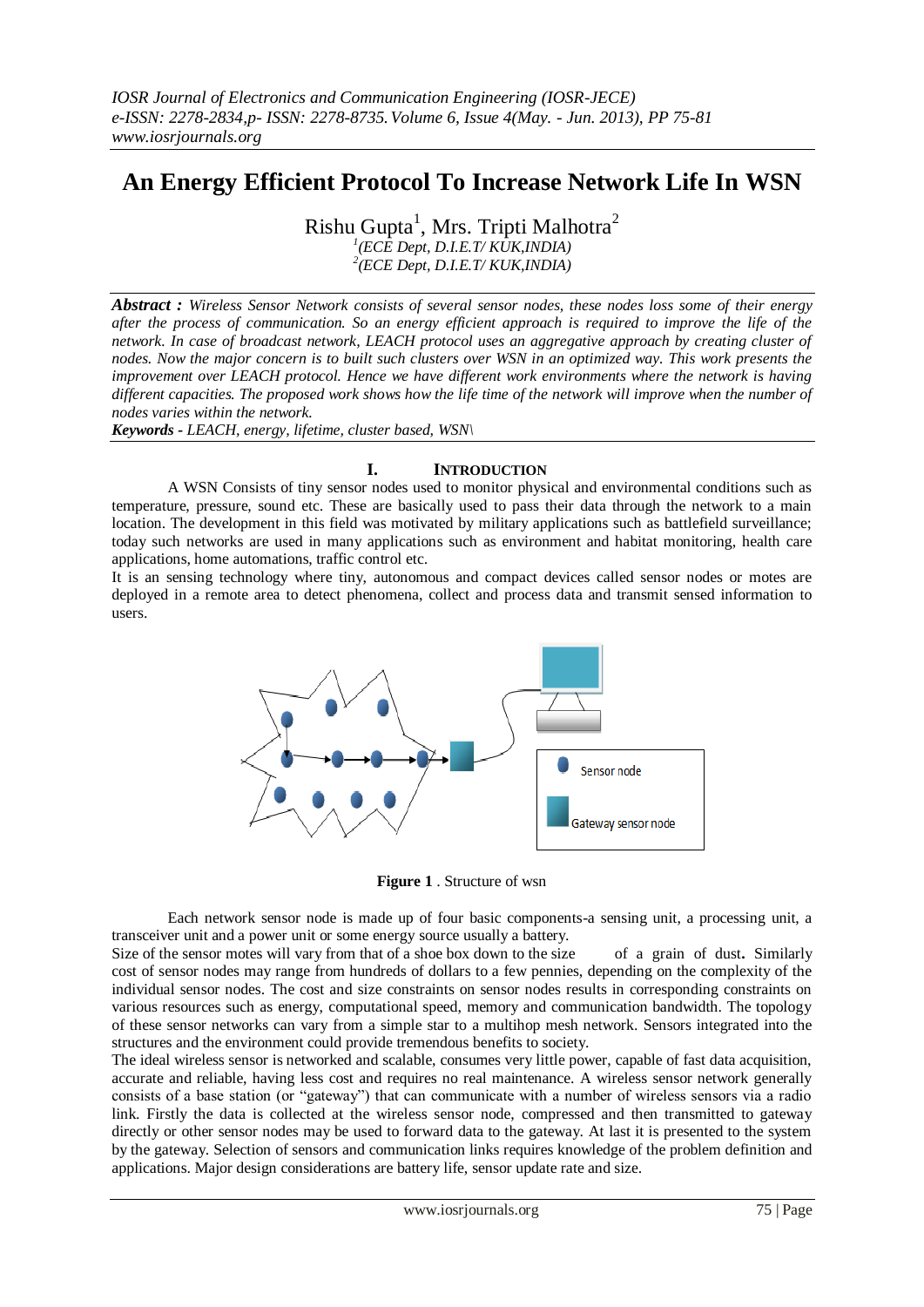# An Energy Efficient Protocol To Increase Network Life In WSN

Rishu Gupta[1], Mrs. Tripti Malhotra[2]

[1](ECE Dept, D.I.E.T/ KUK,INDIA)
[2](ECE Dept, D.I.E.T/ KUK,INDIA)

***Abstract :*** *Wireless Sensor Network consists of several sensor nodes, these nodes loss some of their energy after the process of communication. So an energy efficient approach is required to improve the life of the network. In case of broadcast network, LEACH protocol uses an aggregative approach by creating cluster of nodes. Now the major concern is to built such clusters over WSN in an optimized way. This work presents the improvement over LEACH protocol. Hence we have different work environments where the network is having different capacities. The proposed work shows how the life time of the network will improve when the number of nodes varies within the network.*

***Keywords -*** *LEACH, energy, lifetime, cluster based, WSN\*

## I. INTRODUCTION

A WSN Consists of tiny sensor nodes used to monitor physical and environmental conditions such as temperature, pressure, sound etc. These are basically used to pass their data through the network to a main location. The development in this field was motivated by military applications such as battlefield surveillance; today such networks are used in many applications such as environment and habitat monitoring, health care applications, home automations, traffic control etc.

It is an sensing technology where tiny, autonomous and compact devices called sensor nodes or motes are deployed in a remote area to detect phenomena, collect and process data and transmit sensed information to users.

Sensor node

Gateway sensor node

**Figure 1** . Structure of wsn

Each network sensor node is made up of four basic components-a sensing unit, a processing unit, a transceiver unit and a power unit or some energy source usually a battery.

Size of the sensor motes will vary from that of a shoe box down to the size of a grain of dust**.** Similarly cost of sensor nodes may range from hundreds of dollars to a few pennies, depending on the complexity of the individual sensor nodes. The cost and size constraints on sensor nodes results in corresponding constraints on various resources such as energy, computational speed, memory and communication bandwidth. The topology of these sensor networks can vary from a simple star to a multihop mesh network. Sensors integrated into the structures and the environment could provide tremendous benefits to society.

The ideal wireless sensor is networked and scalable, consumes very little power, capable of fast data acquisition, accurate and reliable, having less cost and requires no real maintenance. A wireless sensor network generally consists of a base station (or "gateway") that can communicate with a number of wireless sensors via a radio link. Firstly the data is collected at the wireless sensor node, compressed and then transmitted to gateway directly or other sensor nodes may be used to forward data to the gateway. At last it is presented to the system by the gateway. Selection of sensors and communication links requires knowledge of the problem definition and applications. Major design considerations are battery life, sensor update rate and size.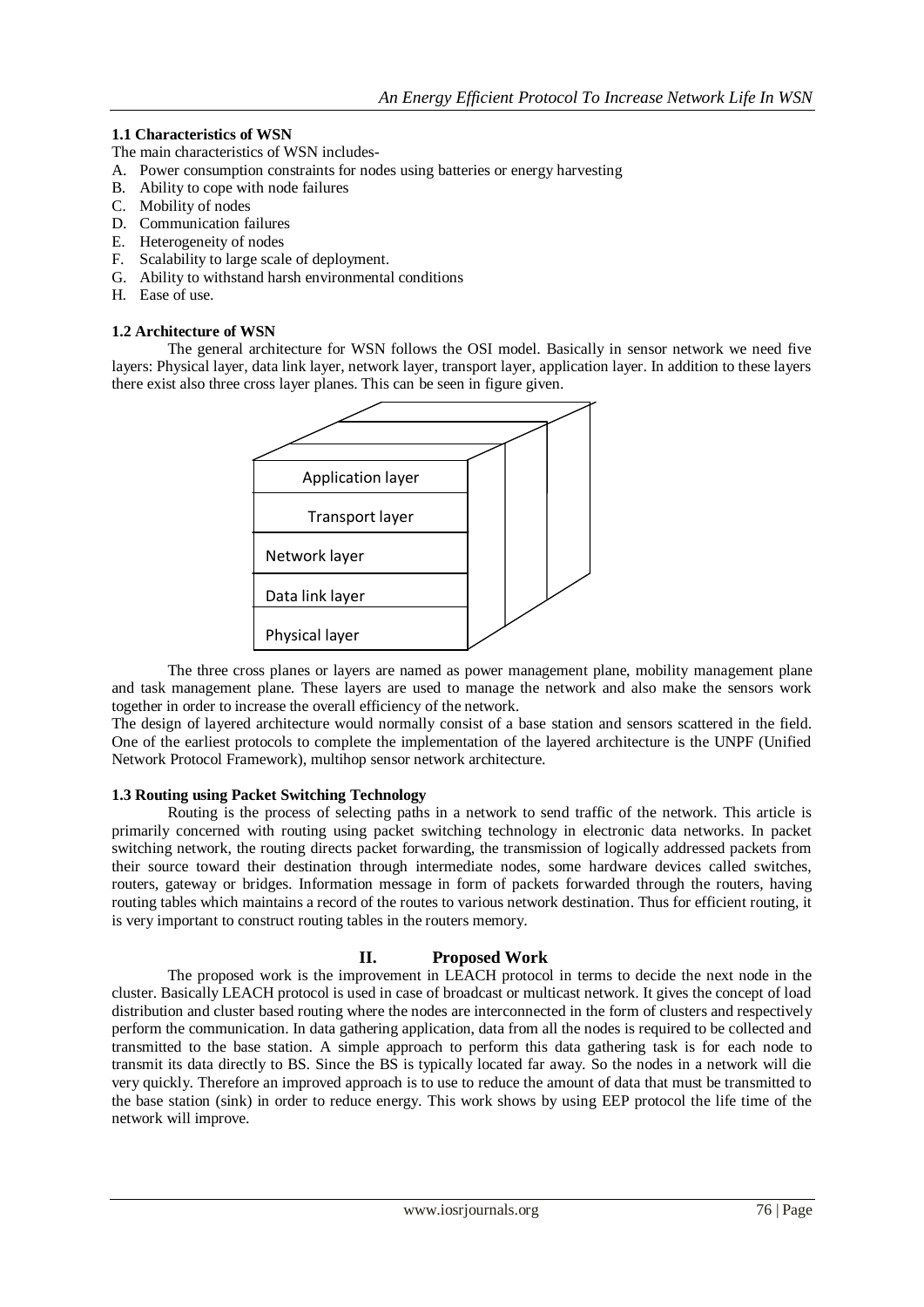### 1.1 Characteristics of WSN

The main characteristics of WSN includes-

A. Power consumption constraints for nodes using batteries or energy harvesting
B. Ability to cope with node failures
C. Mobility of nodes
D. Communication failures
E. Heterogeneity of nodes
F. Scalability to large scale of deployment.
G. Ability to withstand harsh environmental conditions
H. Ease of use.

### 1.2 Architecture of WSN

The general architecture for WSN follows the OSI model. Basically in sensor network we need five layers: Physical layer, data link layer, network layer, transport layer, application layer. In addition to these layers there exist also three cross layer planes. This can be seen in figure given.

| |
|---|
| Application layer |
| Transport layer |
| Network layer |
| Data link layer |
| Physical layer |

The three cross planes or layers are named as power management plane, mobility management plane and task management plane. These layers are used to manage the network and also make the sensors work together in order to increase the overall efficiency of the network.

The design of layered architecture would normally consist of a base station and sensors scattered in the field. One of the earliest protocols to complete the implementation of the layered architecture is the UNPF (Unified Network Protocol Framework), multihop sensor network architecture.

### 1.3 Routing using Packet Switching Technology

Routing is the process of selecting paths in a network to send traffic of the network. This article is primarily concerned with routing using packet switching technology in electronic data networks. In packet switching network, the routing directs packet forwarding, the transmission of logically addressed packets from their source toward their destination through intermediate nodes, some hardware devices called switches, routers, gateway or bridges. Information message in form of packets forwarded through the routers, having routing tables which maintains a record of the routes to various network destination. Thus for efficient routing, it is very important to construct routing tables in the routers memory.

## II. Proposed Work

The proposed work is the improvement in LEACH protocol in terms to decide the next node in the cluster. Basically LEACH protocol is used in case of broadcast or multicast network. It gives the concept of load distribution and cluster based routing where the nodes are interconnected in the form of clusters and respectively perform the communication. In data gathering application, data from all the nodes is required to be collected and transmitted to the base station. A simple approach to perform this data gathering task is for each node to transmit its data directly to BS. Since the BS is typically located far away. So the nodes in a network will die very quickly. Therefore an improved approach is to use to reduce the amount of data that must be transmitted to the base station (sink) in order to reduce energy. This work shows by using EEP protocol the life time of the network will improve.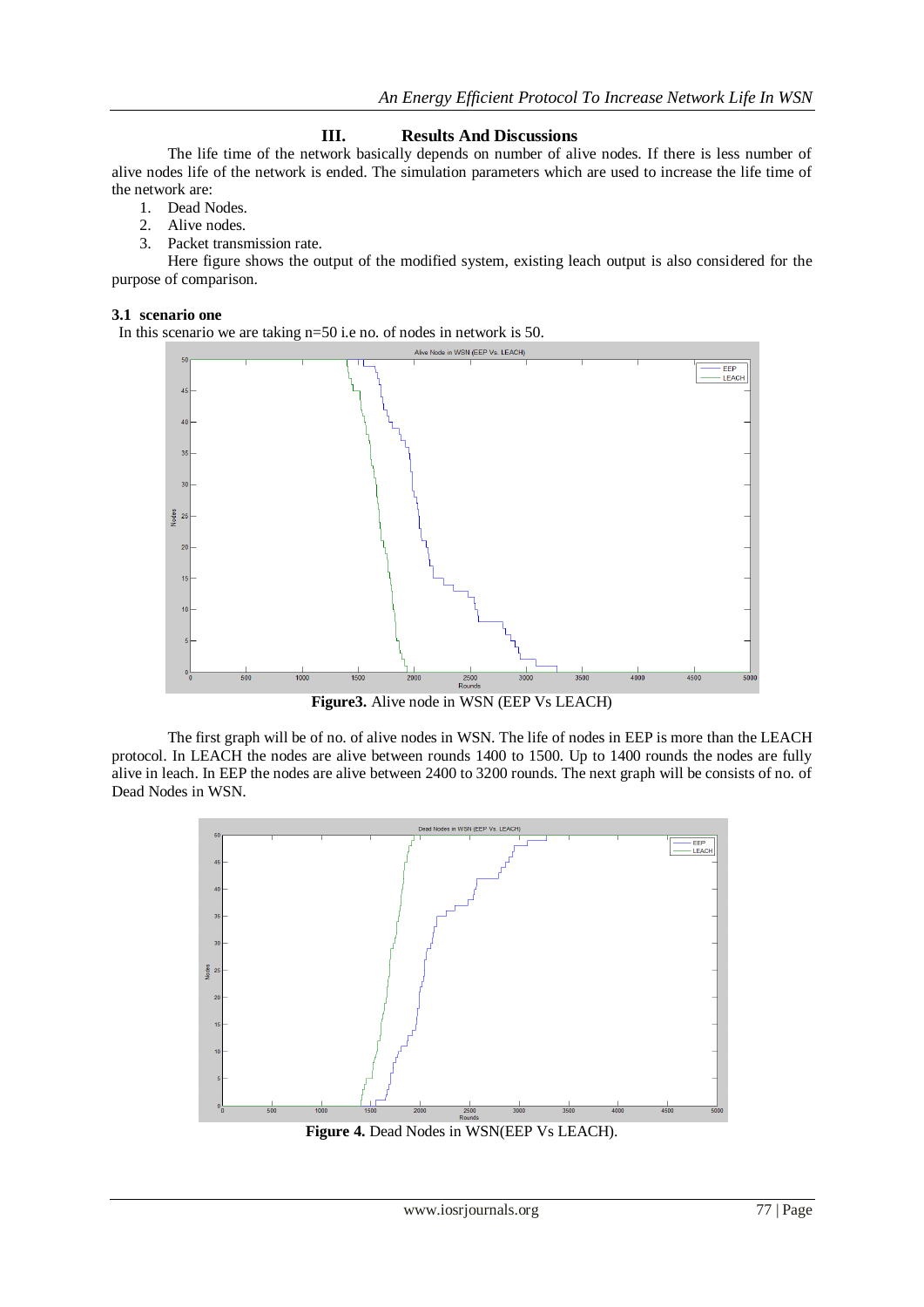## III. Results And Discussions

The life time of the network basically depends on number of alive nodes. If there is less number of alive nodes life of the network is ended. The simulation parameters which are used to increase the life time of the network are:

1. Dead Nodes.
2. Alive nodes.
3. Packet transmission rate.

Here figure shows the output of the modified system, existing leach output is also considered for the purpose of comparison.

### 3.1 scenario one

In this scenario we are taking n=50 i.e no. of nodes in network is 50.

**Figure3.** Alive node in WSN (EEP Vs LEACH)

The first graph will be of no. of alive nodes in WSN. The life of nodes in EEP is more than the LEACH protocol. In LEACH the nodes are alive between rounds 1400 to 1500. Up to 1400 rounds the nodes are fully alive in leach. In EEP the nodes are alive between 2400 to 3200 rounds. The next graph will be consists of no. of Dead Nodes in WSN.

**Figure 4.** Dead Nodes in WSN(EEP Vs LEACH).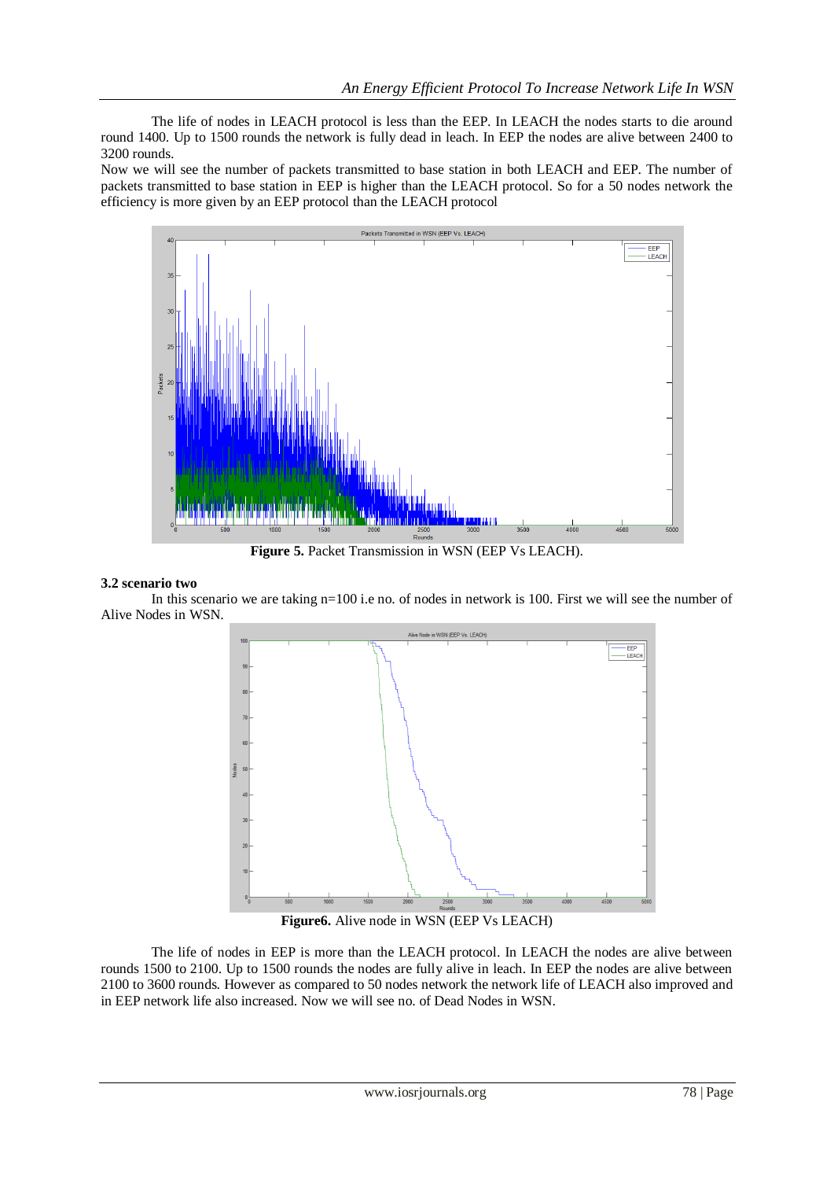The life of nodes in LEACH protocol is less than the EEP. In LEACH the nodes starts to die around round 1400. Up to 1500 rounds the network is fully dead in leach. In EEP the nodes are alive between 2400 to 3200 rounds.

Now we will see the number of packets transmitted to base station in both LEACH and EEP. The number of packets transmitted to base station in EEP is higher than the LEACH protocol. So for a 50 nodes network the efficiency is more given by an EEP protocol than the LEACH protocol

**Figure 5.** Packet Transmission in WSN (EEP Vs LEACH).

### 3.2 scenario two

In this scenario we are taking n=100 i.e no. of nodes in network is 100. First we will see the number of Alive Nodes in WSN.

**Figure6.** Alive node in WSN (EEP Vs LEACH)

The life of nodes in EEP is more than the LEACH protocol. In LEACH the nodes are alive between rounds 1500 to 2100. Up to 1500 rounds the nodes are fully alive in leach. In EEP the nodes are alive between 2100 to 3600 rounds. However as compared to 50 nodes network the network life of LEACH also improved and in EEP network life also increased. Now we will see no. of Dead Nodes in WSN.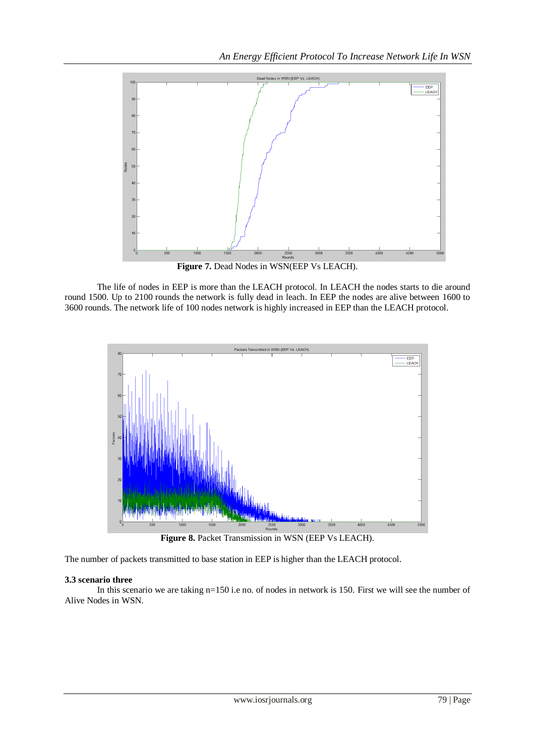**Figure 7.** Dead Nodes in WSN(EEP Vs LEACH).

The life of nodes in EEP is more than the LEACH protocol. In LEACH the nodes starts to die around round 1500. Up to 2100 rounds the network is fully dead in leach. In EEP the nodes are alive between 1600 to 3600 rounds. The network life of 100 nodes network is highly increased in EEP than the LEACH protocol.

**Figure 8.** Packet Transmission in WSN (EEP Vs LEACH).

The number of packets transmitted to base station in EEP is higher than the LEACH protocol.

### 3.3 scenario three

In this scenario we are taking n=150 i.e no. of nodes in network is 150. First we will see the number of Alive Nodes in WSN.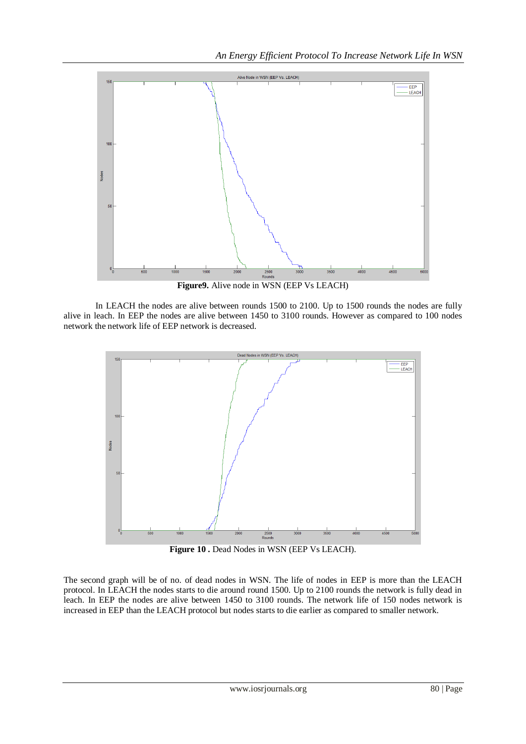Figure9. Alive node in WSN (EEP Vs LEACH)

In LEACH the nodes are alive between rounds 1500 to 2100. Up to 1500 rounds the nodes are fully alive in leach. In EEP the nodes are alive between 1450 to 3100 rounds. However as compared to 100 nodes network the network life of EEP network is decreased.

**Figure 10 .** Dead Nodes in WSN (EEP Vs LEACH).

The second graph will be of no. of dead nodes in WSN. The life of nodes in EEP is more than the LEACH protocol. In LEACH the nodes starts to die around round 1500. Up to 2100 rounds the network is fully dead in leach. In EEP the nodes are alive between 1450 to 3100 rounds. The network life of 150 nodes network is increased in EEP than the LEACH protocol but nodes starts to die earlier as compared to smaller network.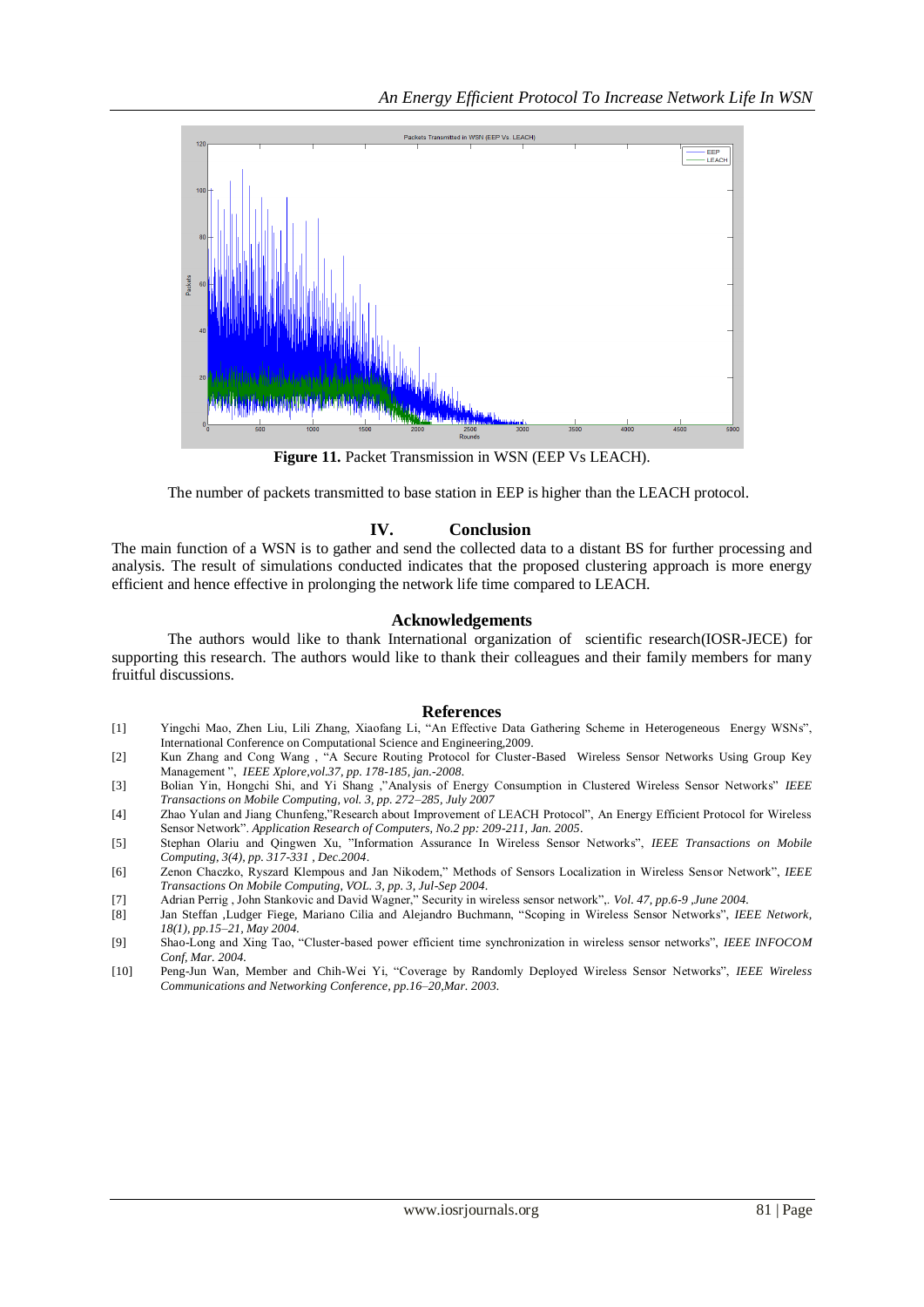Packets Transmitted in WSN (EEP Vs. LEACH)

EEP
LEACH

Packets

Rounds

0
20
40
60
80
100
120

0
500
1000
1500
2000
2500
3000
3500
4000
4500
5000

**Figure 11.** Packet Transmission in WSN (EEP Vs LEACH).

The number of packets transmitted to base station in EEP is higher than the LEACH protocol.

## IV. Conclusion

The main function of a WSN is to gather and send the collected data to a distant BS for further processing and analysis. The result of simulations conducted indicates that the proposed clustering approach is more energy efficient and hence effective in prolonging the network life time compared to LEACH.

## Acknowledgements

The authors would like to thank International organization of scientific research(IOSR-JECE) for supporting this research. The authors would like to thank their colleagues and their family members for many fruitful discussions.

## References

[1] Yingchi Mao, Zhen Liu, Lili Zhang, Xiaofang Li, "An Effective Data Gathering Scheme in Heterogeneous Energy WSNs", International Conference on Computational Science and Engineering,2009.

[2] Kun Zhang and Cong Wang , "A Secure Routing Protocol for Cluster-Based Wireless Sensor Networks Using Group Key Management ", *IEEE Xplore,vol.37, pp. 178-185, jan.-2008.*

[3] Bolian Yin, Hongchi Shi, and Yi Shang ,"Analysis of Energy Consumption in Clustered Wireless Sensor Networks" *IEEE Transactions on Mobile Computing, vol. 3, pp. 272–285, July 2007*

[4] Zhao Yulan and Jiang Chunfeng,"Research about Improvement of LEACH Protocol", An Energy Efficient Protocol for Wireless Sensor Network". *Application Research of Computers, No.2 pp: 209-211, Jan. 2005*.

[5] Stephan Olariu and Qingwen Xu, "Information Assurance In Wireless Sensor Networks", *IEEE Transactions on Mobile Computing, 3(4), pp. 317-331 , Dec.2004*.

[6] Zenon Chaczko, Ryszard Klempous and Jan Nikodem," Methods of Sensors Localization in Wireless Sensor Network", *IEEE Transactions On Mobile Computing, VOL. 3, pp. 3, Jul-Sep 2004*.

[7] Adrian Perrig , John Stankovic and David Wagner," Security in wireless sensor network",. *Vol. 47, pp.6-9 ,June 2004.*

[8] Jan Steffan ,Ludger Fiege, Mariano Cilia and Alejandro Buchmann, "Scoping in Wireless Sensor Networks", *IEEE Network, 18(1), pp.15–21, May 2004.*

[9] Shao-Long and Xing Tao, "Cluster-based power efficient time synchronization in wireless sensor networks", *IEEE INFOCOM Conf, Mar. 2004.*

[10] Peng-Jun Wan, Member and Chih-Wei Yi, "Coverage by Randomly Deployed Wireless Sensor Networks", *IEEE Wireless Communications and Networking Conference, pp.16–20,Mar. 2003.*